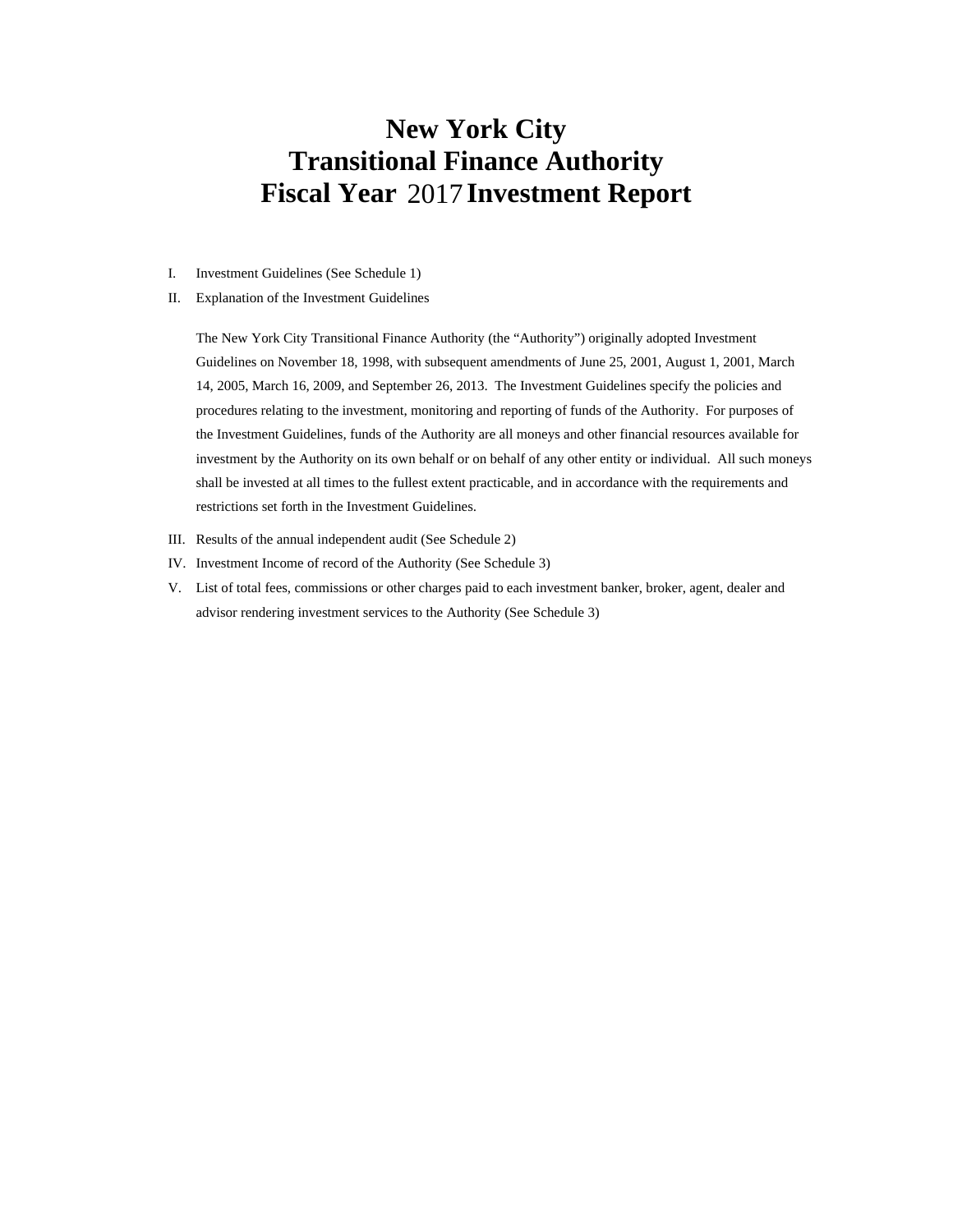# New York City
# Transitional Finance Authority
# Fiscal Year 2017 Investment Report

I. Investment Guidelines (See Schedule 1)

II. Explanation of the Investment Guidelines

The New York City Transitional Finance Authority (the "Authority") originally adopted Investment Guidelines on November 18, 1998, with subsequent amendments of June 25, 2001, August 1, 2001, March 14, 2005, March 16, 2009, and September 26, 2013. The Investment Guidelines specify the policies and procedures relating to the investment, monitoring and reporting of funds of the Authority. For purposes of the Investment Guidelines, funds of the Authority are all moneys and other financial resources available for investment by the Authority on its own behalf or on behalf of any other entity or individual. All such moneys shall be invested at all times to the fullest extent practicable, and in accordance with the requirements and restrictions set forth in the Investment Guidelines.

III. Results of the annual independent audit (See Schedule 2)

IV. Investment Income of record of the Authority (See Schedule 3)

V. List of total fees, commissions or other charges paid to each investment banker, broker, agent, dealer and advisor rendering investment services to the Authority (See Schedule 3)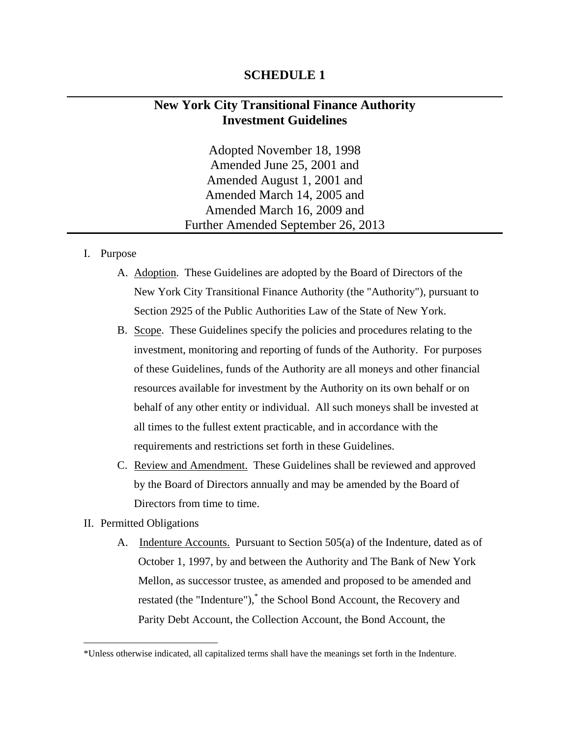# SCHEDULE 1

---

## New York City Transitional Finance Authority Investment Guidelines

Adopted November 18, 1998
Amended June 25, 2001 and
Amended August 1, 2001 and
Amended March 14, 2005 and
Amended March 16, 2009 and
Further Amended September 26, 2013

---

I. Purpose

   A. Adoption. These Guidelines are adopted by the Board of Directors of the New York City Transitional Finance Authority (the "Authority"), pursuant to Section 2925 of the Public Authorities Law of the State of New York.

   B. Scope. These Guidelines specify the policies and procedures relating to the investment, monitoring and reporting of funds of the Authority. For purposes of these Guidelines, funds of the Authority are all moneys and other financial resources available for investment by the Authority on its own behalf or on behalf of any other entity or individual. All such moneys shall be invested at all times to the fullest extent practicable, and in accordance with the requirements and restrictions set forth in these Guidelines.

   C. Review and Amendment. These Guidelines shall be reviewed and approved by the Board of Directors annually and may be amended by the Board of Directors from time to time.

II. Permitted Obligations

   A. Indenture Accounts. Pursuant to Section 505(a) of the Indenture, dated as of October 1, 1997, by and between the Authority and The Bank of New York Mellon, as successor trustee, as amended and proposed to be amended and restated (the "Indenture"),* the School Bond Account, the Recovery and Parity Debt Account, the Collection Account, the Bond Account, the

---

*Unless otherwise indicated, all capitalized terms shall have the meanings set forth in the Indenture.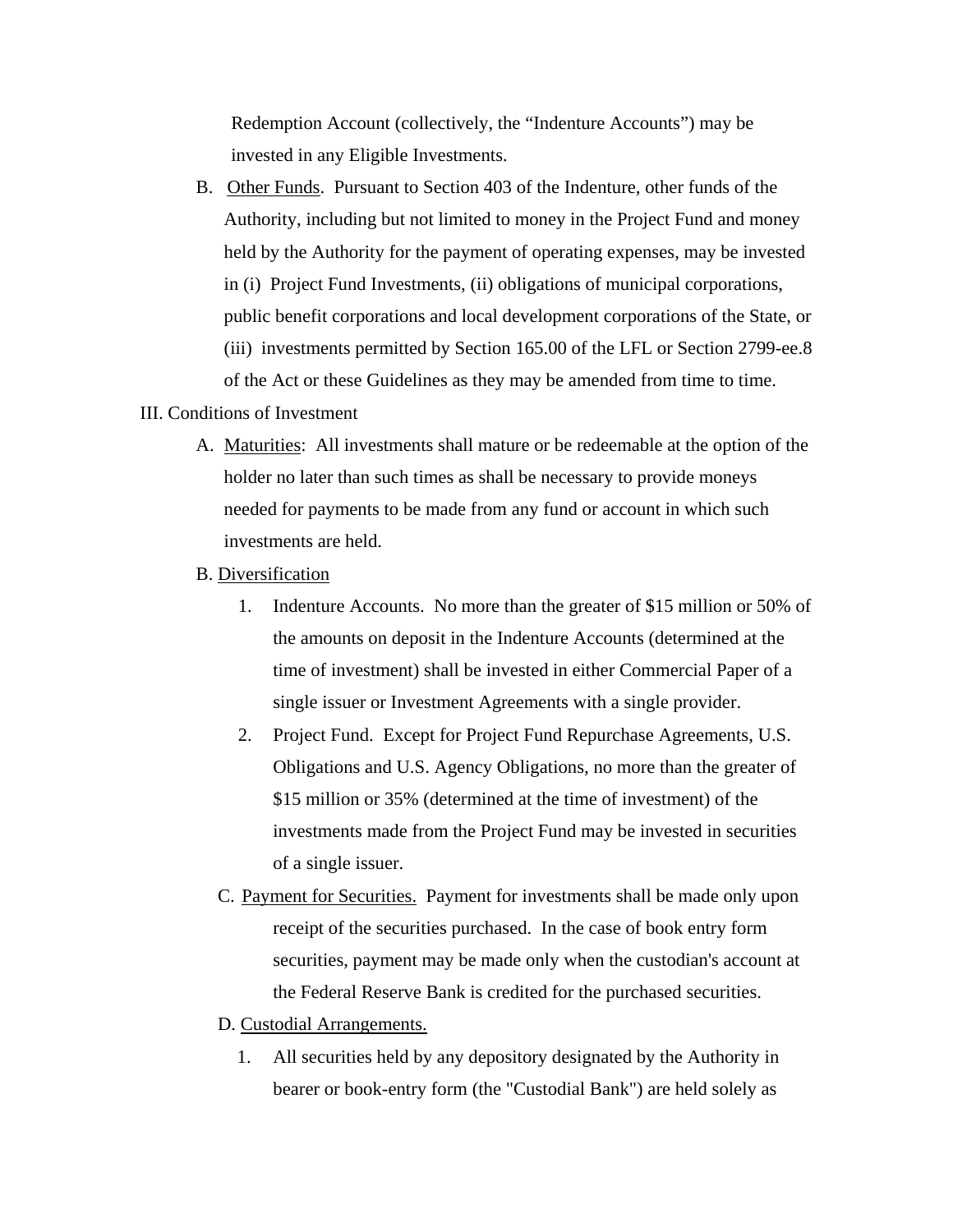Redemption Account (collectively, the "Indenture Accounts") may be invested in any Eligible Investments.

B. Other Funds. Pursuant to Section 403 of the Indenture, other funds of the Authority, including but not limited to money in the Project Fund and money held by the Authority for the payment of operating expenses, may be invested in (i) Project Fund Investments, (ii) obligations of municipal corporations, public benefit corporations and local development corporations of the State, or (iii) investments permitted by Section 165.00 of the LFL or Section 2799-ee.8 of the Act or these Guidelines as they may be amended from time to time.

III. Conditions of Investment

A. Maturities: All investments shall mature or be redeemable at the option of the holder no later than such times as shall be necessary to provide moneys needed for payments to be made from any fund or account in which such investments are held.

B. Diversification

1. Indenture Accounts. No more than the greater of $15 million or 50% of the amounts on deposit in the Indenture Accounts (determined at the time of investment) shall be invested in either Commercial Paper of a single issuer or Investment Agreements with a single provider.

2. Project Fund. Except for Project Fund Repurchase Agreements, U.S. Obligations and U.S. Agency Obligations, no more than the greater of $15 million or 35% (determined at the time of investment) of the investments made from the Project Fund may be invested in securities of a single issuer.

C. Payment for Securities. Payment for investments shall be made only upon receipt of the securities purchased. In the case of book entry form securities, payment may be made only when the custodian's account at the Federal Reserve Bank is credited for the purchased securities.

D. Custodial Arrangements.

1. All securities held by any depository designated by the Authority in bearer or book-entry form (the "Custodial Bank") are held solely as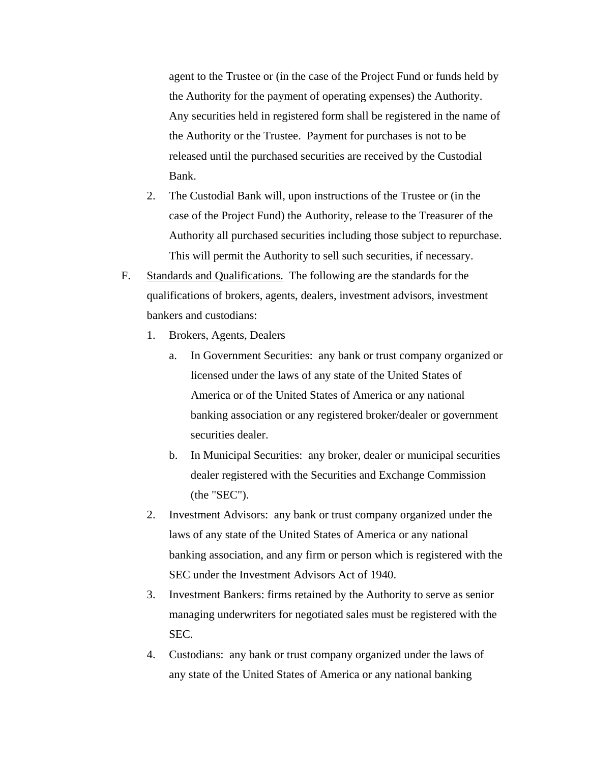agent to the Trustee or (in the case of the Project Fund or funds held by the Authority for the payment of operating expenses) the Authority. Any securities held in registered form shall be registered in the name of the Authority or the Trustee. Payment for purchases is not to be released until the purchased securities are received by the Custodial Bank.

2. The Custodial Bank will, upon instructions of the Trustee or (in the case of the Project Fund) the Authority, release to the Treasurer of the Authority all purchased securities including those subject to repurchase. This will permit the Authority to sell such securities, if necessary.

F. <u>Standards and Qualifications.</u> The following are the standards for the qualifications of brokers, agents, dealers, investment advisors, investment bankers and custodians:

1. Brokers, Agents, Dealers

   a. In Government Securities: any bank or trust company organized or licensed under the laws of any state of the United States of America or of the United States of America or any national banking association or any registered broker/dealer or government securities dealer.

   b. In Municipal Securities: any broker, dealer or municipal securities dealer registered with the Securities and Exchange Commission (the "SEC").

2. Investment Advisors: any bank or trust company organized under the laws of any state of the United States of America or any national banking association, and any firm or person which is registered with the SEC under the Investment Advisors Act of 1940.

3. Investment Bankers: firms retained by the Authority to serve as senior managing underwriters for negotiated sales must be registered with the SEC.

4. Custodians: any bank or trust company organized under the laws of any state of the United States of America or any national banking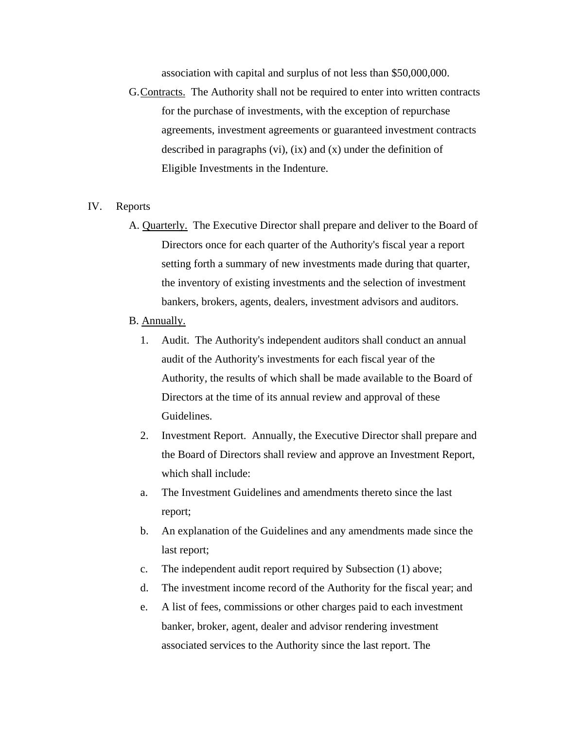association with capital and surplus of not less than $50,000,000.

G. Contracts. The Authority shall not be required to enter into written contracts for the purchase of investments, with the exception of repurchase agreements, investment agreements or guaranteed investment contracts described in paragraphs (vi), (ix) and (x) under the definition of Eligible Investments in the Indenture.

IV. Reports

A. Quarterly. The Executive Director shall prepare and deliver to the Board of Directors once for each quarter of the Authority's fiscal year a report setting forth a summary of new investments made during that quarter, the inventory of existing investments and the selection of investment bankers, brokers, agents, dealers, investment advisors and auditors.

B. Annually.

1. Audit. The Authority's independent auditors shall conduct an annual audit of the Authority's investments for each fiscal year of the Authority, the results of which shall be made available to the Board of Directors at the time of its annual review and approval of these Guidelines.

2. Investment Report. Annually, the Executive Director shall prepare and the Board of Directors shall review and approve an Investment Report, which shall include:

a. The Investment Guidelines and amendments thereto since the last report;

b. An explanation of the Guidelines and any amendments made since the last report;

c. The independent audit report required by Subsection (1) above;

d. The investment income record of the Authority for the fiscal year; and

e. A list of fees, commissions or other charges paid to each investment banker, broker, agent, dealer and advisor rendering investment associated services to the Authority since the last report. The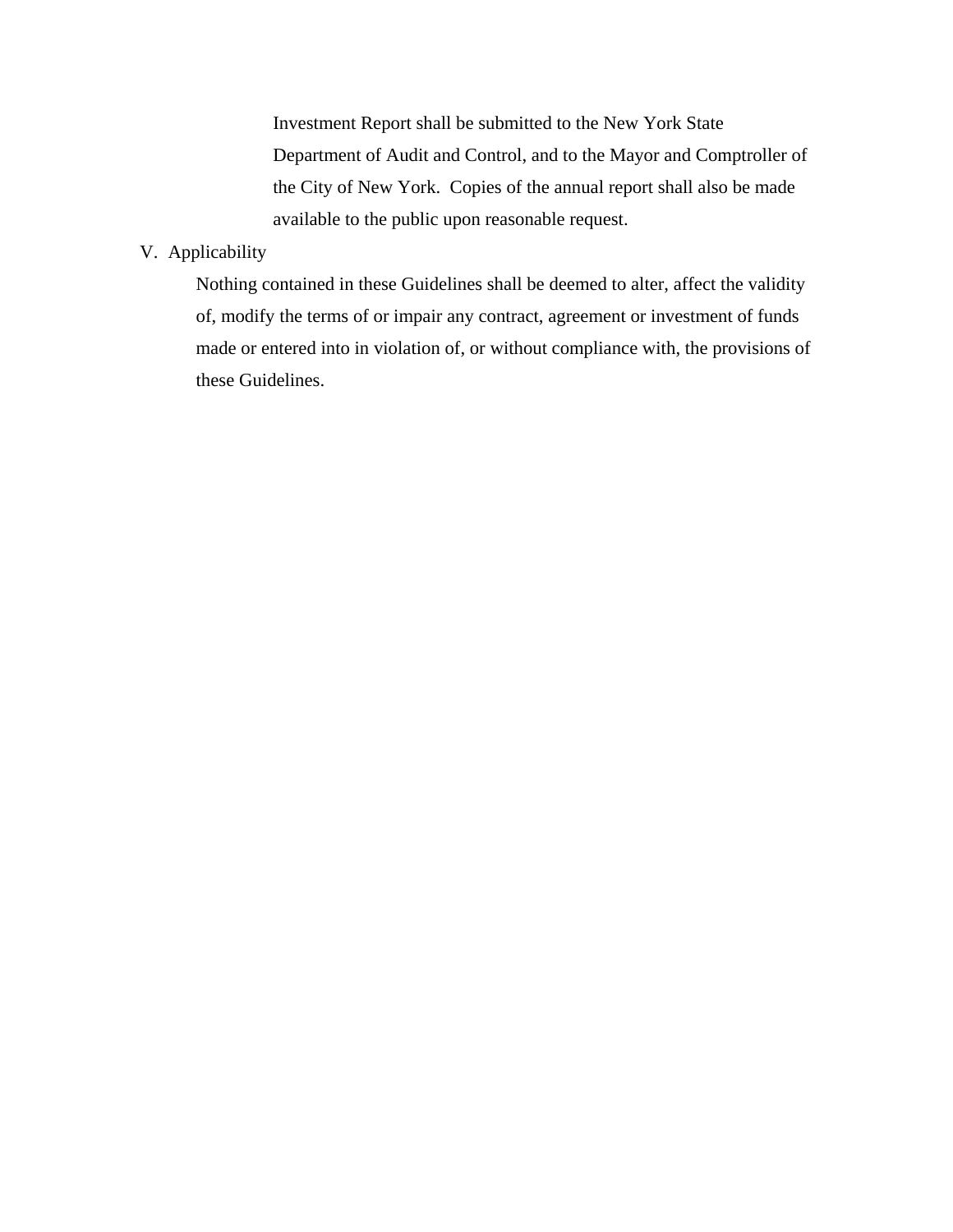Investment Report shall be submitted to the New York State Department of Audit and Control, and to the Mayor and Comptroller of the City of New York. Copies of the annual report shall also be made available to the public upon reasonable request.

## V. Applicability

Nothing contained in these Guidelines shall be deemed to alter, affect the validity of, modify the terms of or impair any contract, agreement or investment of funds made or entered into in violation of, or without compliance with, the provisions of these Guidelines.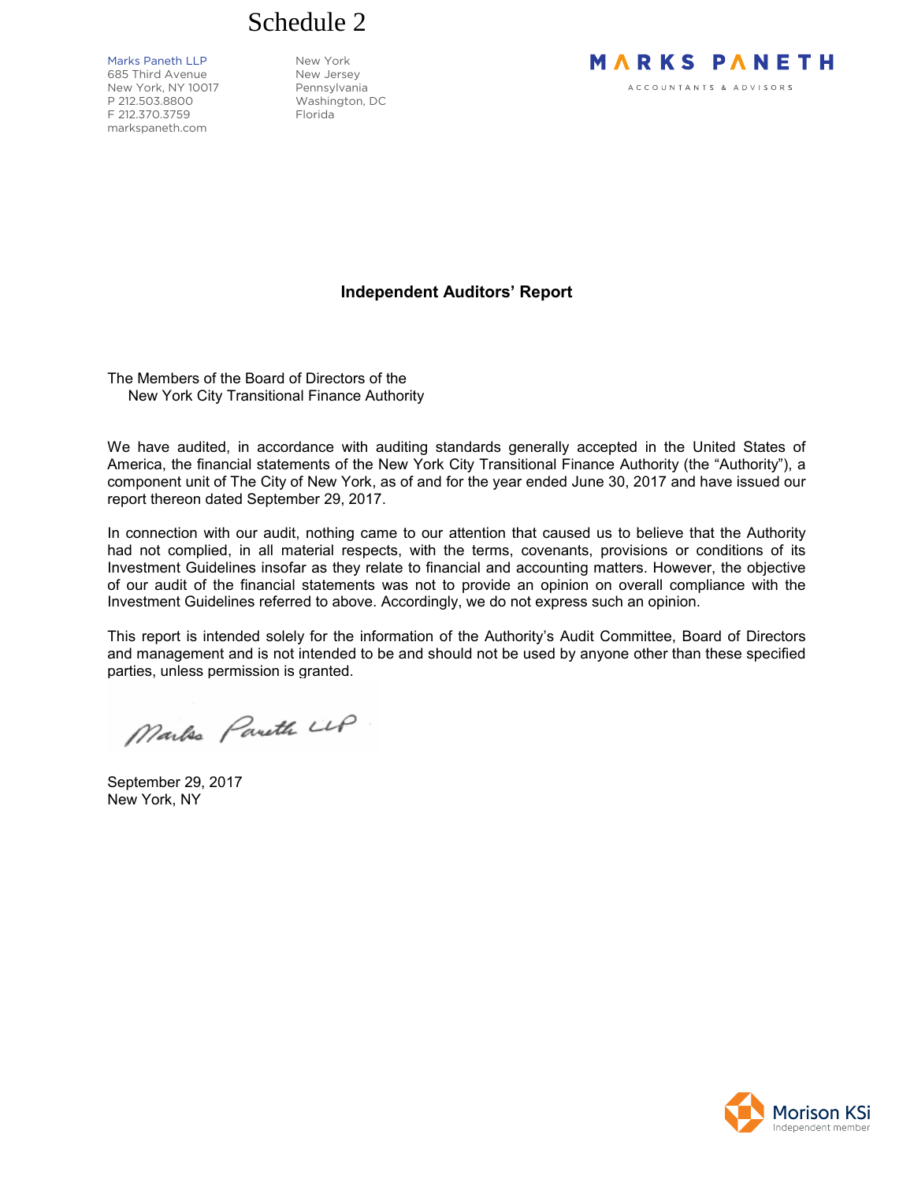# Schedule 2

Marks Paneth LLP
685 Third Avenue
New York, NY 10017
P 212.503.8800
F 212.370.3759
markspaneth.com

New York
New Jersey
Pennsylvania
Washington, DC
Florida

MARKS PANETH
ACCOUNTANTS & ADVISORS

## Independent Auditors' Report

The Members of the Board of Directors of the
New York City Transitional Finance Authority

We have audited, in accordance with auditing standards generally accepted in the United States of America, the financial statements of the New York City Transitional Finance Authority (the "Authority"), a component unit of The City of New York, as of and for the year ended June 30, 2017 and have issued our report thereon dated September 29, 2017.

In connection with our audit, nothing came to our attention that caused us to believe that the Authority had not complied, in all material respects, with the terms, covenants, provisions or conditions of its Investment Guidelines insofar as they relate to financial and accounting matters. However, the objective of our audit of the financial statements was not to provide an opinion on overall compliance with the Investment Guidelines referred to above. Accordingly, we do not express such an opinion.

This report is intended solely for the information of the Authority's Audit Committee, Board of Directors and management and is not intended to be and should not be used by anyone other than these specified parties, unless permission is granted.

Marks Paneth LLP

September 29, 2017
New York, NY

Morison KSi
Independent member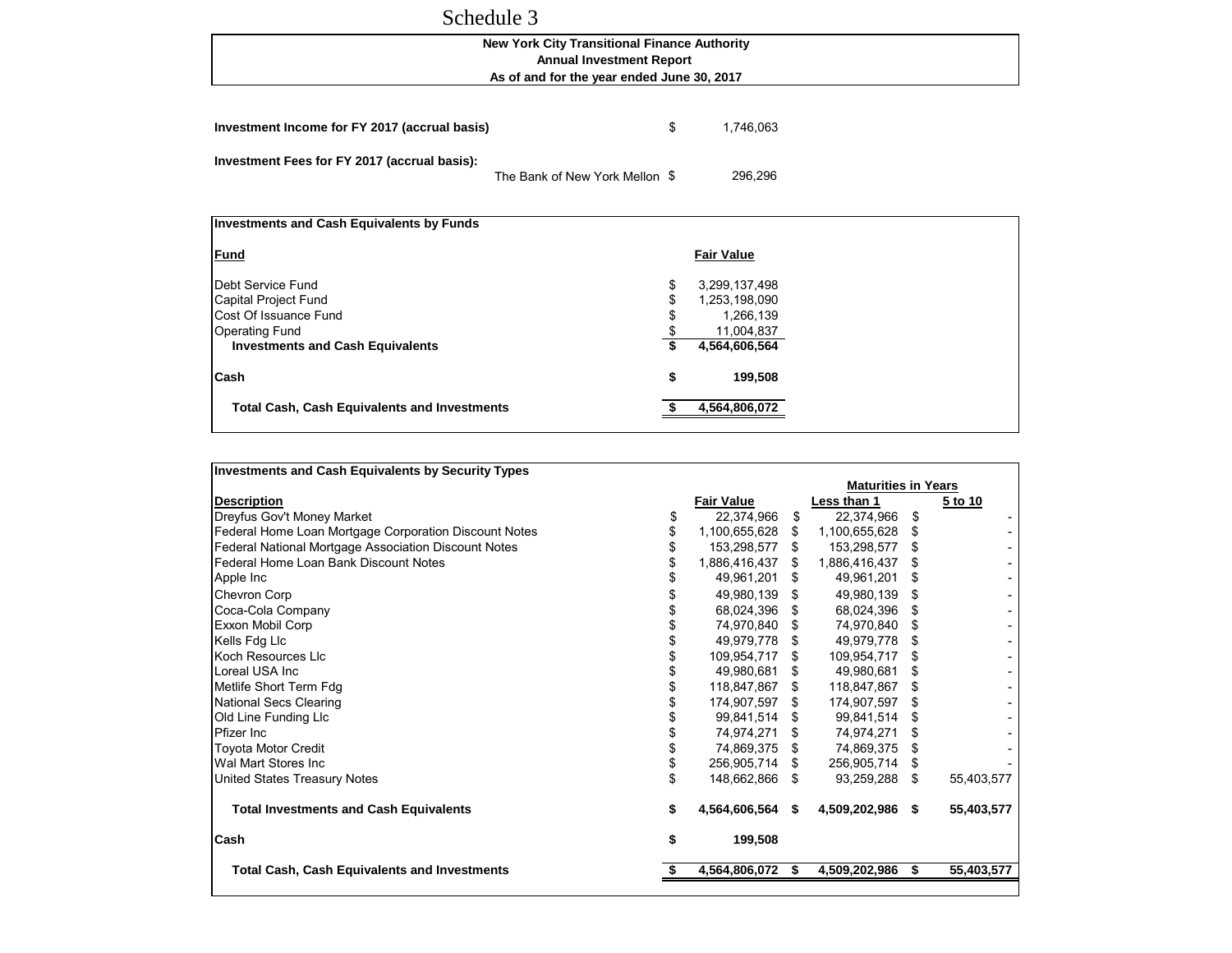Schedule 3

**New York City Transitional Finance Authority**
**Annual Investment Report**
**As of and for the year ended June 30, 2017**

**Investment Income for FY 2017 (accrual basis)** $ 1,746,063

**Investment Fees for FY 2017 (accrual basis):**

The Bank of New York Mellon $ 296,296

**Investments and Cash Equivalents by Funds**

| **Fund** | **Fair Value** |
|---|---|
| Debt Service Fund | $ 3,299,137,498 |
| Capital Project Fund | $ 1,253,198,090 |
| Cost Of Issuance Fund | $ 1,266,139 |
| Operating Fund | $ 11,004,837 |
| **Investments and Cash Equivalents** | **$ 4,564,606,564** |
| **Cash** | **$ 199,508** |
| **Total Cash, Cash Equivalents and Investments** | **$ 4,564,806,072** |

**Investments and Cash Equivalents by Security Types**

| | | Maturities in Years | |
|---|---|---|---|
| **Description** | **Fair Value** | **Less than 1** | **5 to 10** |
| Dreyfus Gov't Money Market | $ 22,374,966 | $ 22,374,966 | $ - |
| Federal Home Loan Mortgage Corporation Discount Notes | $ 1,100,655,628 | $ 1,100,655,628 | $ - |
| Federal National Mortgage Association Discount Notes | $ 153,298,577 | $ 153,298,577 | $ - |
| Federal Home Loan Bank Discount Notes | $ 1,886,416,437 | $ 1,886,416,437 | $ - |
| Apple Inc | $ 49,961,201 | $ 49,961,201 | $ - |
| Chevron Corp | $ 49,980,139 | $ 49,980,139 | $ - |
| Coca-Cola Company | $ 68,024,396 | $ 68,024,396 | $ - |
| Exxon Mobil Corp | $ 74,970,840 | $ 74,970,840 | $ - |
| Kells Fdg Llc | $ 49,979,778 | $ 49,979,778 | $ - |
| Koch Resources Llc | $ 109,954,717 | $ 109,954,717 | $ - |
| Loreal USA Inc | $ 49,980,681 | $ 49,980,681 | $ - |
| Metlife Short Term Fdg | $ 118,847,867 | $ 118,847,867 | $ - |
| National Secs Clearing | $ 174,907,597 | $ 174,907,597 | $ - |
| Old Line Funding Llc | $ 99,841,514 | $ 99,841,514 | $ - |
| Pfizer Inc | $ 74,974,271 | $ 74,974,271 | $ - |
| Toyota Motor Credit | $ 74,869,375 | $ 74,869,375 | $ - |
| Wal Mart Stores Inc | $ 256,905,714 | $ 256,905,714 | $ - |
| United States Treasury Notes | $ 148,662,866 | $ 93,259,288 | $ 55,403,577 |
| **Total Investments and Cash Equivalents** | **$ 4,564,606,564** | **$ 4,509,202,986** | **$ 55,403,577** |
| **Cash** | **$ 199,508** | | |
| **Total Cash, Cash Equivalents and Investments** | **$ 4,564,806,072** | **$ 4,509,202,986** | **$ 55,403,577** |